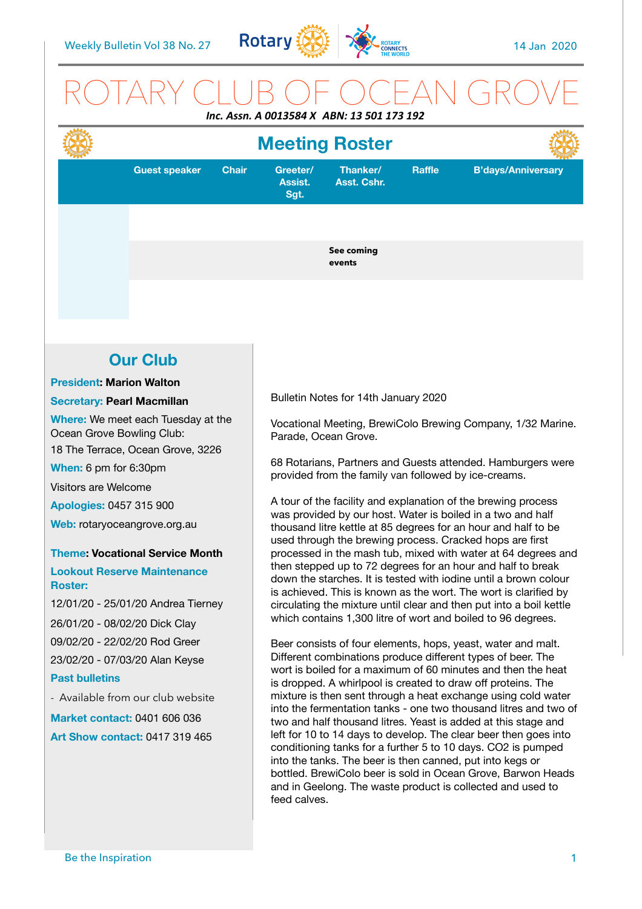# ROTARY CLUB OF OCEAN GROVE

***Inc. Assn. A 0013584 X ABN: 13 501 173 192***

## Meeting Roster

| | Guest speaker | Chair | Greeter/ Assist. Sgt. | Thanker/ Asst. Cshr. | Raffle | B'days/Anniversary |
|---|---|---|---|---|---|---|
| | | | | | | |
| | | | **See coming events** | | | |
| | | | | | | |

## Our Club

**President: Marion Walton**

**Secretary: Pearl Macmillan**

**Where:** We meet each Tuesday at the Ocean Grove Bowling Club:

18 The Terrace, Ocean Grove, 3226

**When:** 6 pm for 6:30pm

Visitors are Welcome

**Apologies:** 0457 315 900

**Web:** rotaryoceangrove.org.au

**Theme: Vocational Service Month**

**Lookout Reserve Maintenance Roster:**

12/01/20 - 25/01/20 Andrea Tierney

26/01/20 - 08/02/20 Dick Clay

09/02/20 - 22/02/20 Rod Greer

23/02/20 - 07/03/20 Alan Keyse

**Past bulletins**

- Available from our club website

**Market contact:** 0401 606 036

**Art Show contact:** 0417 319 465

Bulletin Notes for 14th January 2020

Vocational Meeting, BrewiColo Brewing Company, 1/32 Marine. Parade, Ocean Grove.

68 Rotarians, Partners and Guests attended. Hamburgers were provided from the family van followed by ice-creams.

A tour of the facility and explanation of the brewing process was provided by our host. Water is boiled in a two and half thousand litre kettle at 85 degrees for an hour and half to be used through the brewing process. Cracked hops are first processed in the mash tub, mixed with water at 64 degrees and then stepped up to 72 degrees for an hour and half to break down the starches. It is tested with iodine until a brown colour is achieved. This is known as the wort. The wort is clarified by circulating the mixture until clear and then put into a boil kettle which contains 1,300 litre of wort and boiled to 96 degrees.

Beer consists of four elements, hops, yeast, water and malt. Different combinations produce different types of beer. The wort is boiled for a maximum of 60 minutes and then the heat is dropped. A whirlpool is created to draw off proteins. The mixture is then sent through a heat exchange using cold water into the fermentation tanks - one two thousand litres and two of two and half thousand litres. Yeast is added at this stage and left for 10 to 14 days to develop. The clear beer then goes into conditioning tanks for a further 5 to 10 days. $CO_2$ is pumped into the tanks. The beer is then canned, put into kegs or bottled. BrewiColo beer is sold in Ocean Grove, Barwon Heads and in Geelong. The waste product is collected and used to feed calves.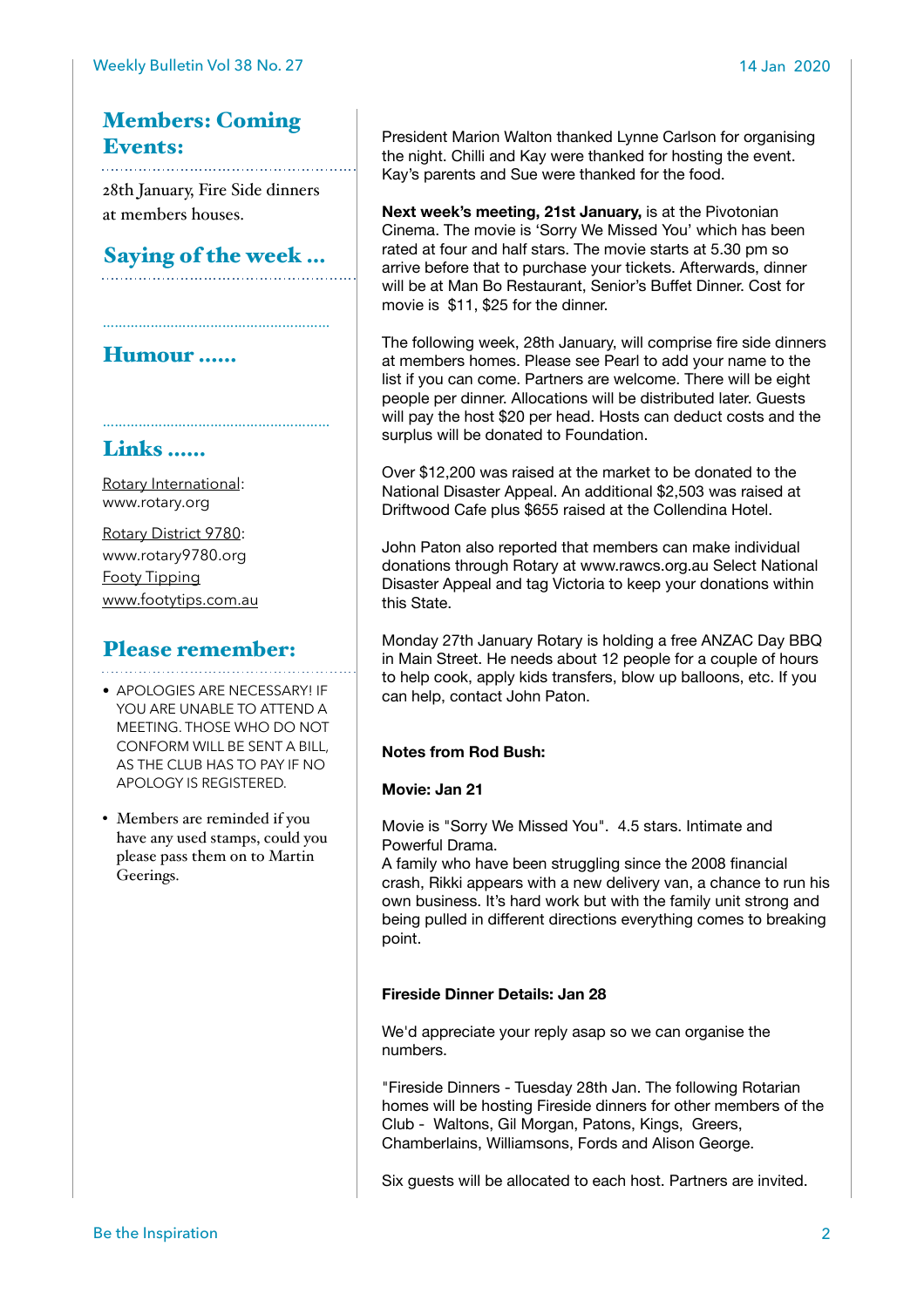## Members: Coming Events:

28th January, Fire Side dinners at members houses.

## Saying of the week ...

## Humour ......

## Links ......

Rotary International: www.rotary.org

Rotary District 9780: www.rotary9780.org

Footy Tipping

www.footytips.com.au

## Please remember:

- APOLOGIES ARE NECESSARY! IF YOU ARE UNABLE TO ATTEND A MEETING. THOSE WHO DO NOT CONFORM WILL BE SENT A BILL, AS THE CLUB HAS TO PAY IF NO APOLOGY IS REGISTERED.
- Members are reminded if you have any used stamps, could you please pass them on to Martin Geerings.

President Marion Walton thanked Lynne Carlson for organising the night. Chilli and Kay were thanked for hosting the event. Kay's parents and Sue were thanked for the food.

**Next week's meeting, 21st January,** is at the Pivotonian Cinema. The movie is 'Sorry We Missed You' which has been rated at four and half stars. The movie starts at 5.30 pm so arrive before that to purchase your tickets. Afterwards, dinner will be at Man Bo Restaurant, Senior's Buffet Dinner. Cost for movie is $11, $25 for the dinner.

The following week, 28th January, will comprise fire side dinners at members homes. Please see Pearl to add your name to the list if you can come. Partners are welcome. There will be eight people per dinner. Allocations will be distributed later. Guests will pay the host $20 per head. Hosts can deduct costs and the surplus will be donated to Foundation.

Over $12,200 was raised at the market to be donated to the National Disaster Appeal. An additional $2,503 was raised at Driftwood Cafe plus $655 raised at the Collendina Hotel.

John Paton also reported that members can make individual donations through Rotary at www.rawcs.org.au Select National Disaster Appeal and tag Victoria to keep your donations within this State.

Monday 27th January Rotary is holding a free ANZAC Day BBQ in Main Street. He needs about 12 people for a couple of hours to help cook, apply kids transfers, blow up balloons, etc. If you can help, contact John Paton.

**Notes from Rod Bush:**

**Movie: Jan 21**

Movie is "Sorry We Missed You". 4.5 stars. Intimate and Powerful Drama.
A family who have been struggling since the 2008 financial crash, Rikki appears with a new delivery van, a chance to run his own business. It's hard work but with the family unit strong and being pulled in different directions everything comes to breaking point.

**Fireside Dinner Details: Jan 28**

We'd appreciate your reply asap so we can organise the numbers.

"Fireside Dinners - Tuesday 28th Jan. The following Rotarian homes will be hosting Fireside dinners for other members of the Club - Waltons, Gil Morgan, Patons, Kings, Greers, Chamberlains, Williamsons, Fords and Alison George.

Six guests will be allocated to each host. Partners are invited.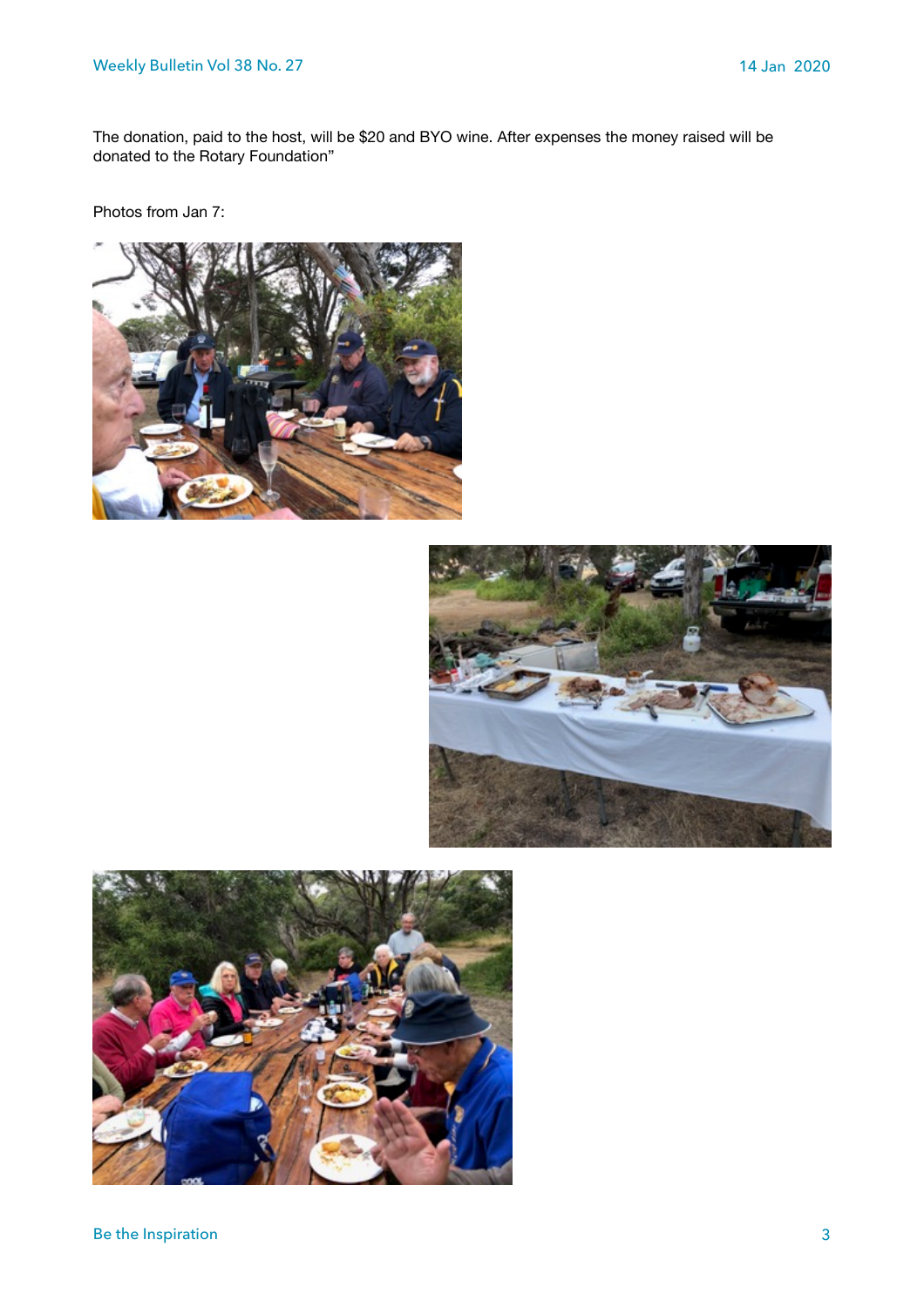The donation, paid to the host, will be $20 and BYO wine. After expenses the money raised will be donated to the Rotary Foundation"

Photos from Jan 7: